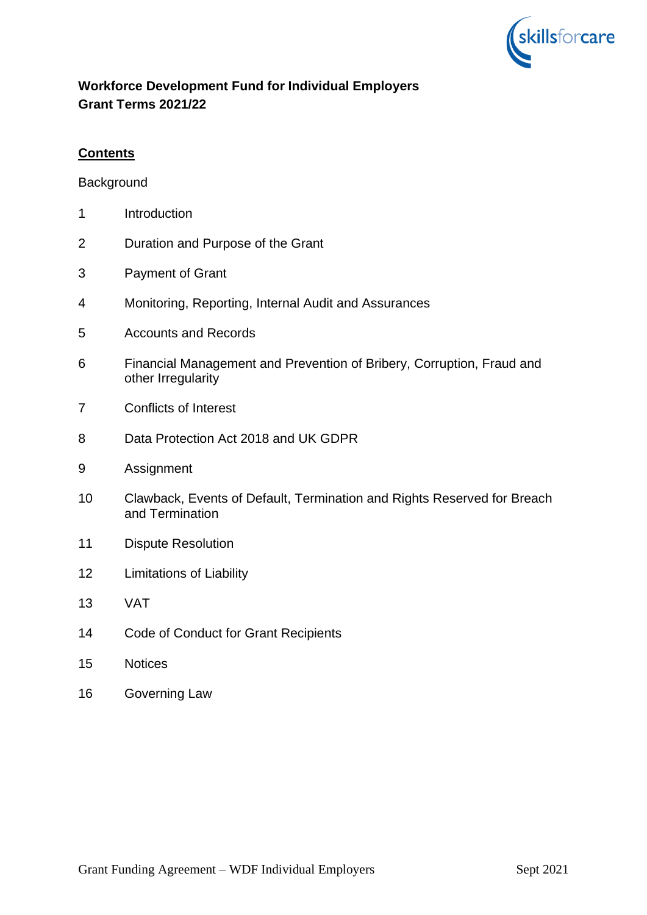**Workforce Development Fund for Individual Employers**
**Grant Terms 2021/22**

**Contents**

Background

1 Introduction

2 Duration and Purpose of the Grant

3 Payment of Grant

4 Monitoring, Reporting, Internal Audit and Assurances

5 Accounts and Records

6 Financial Management and Prevention of Bribery, Corruption, Fraud and other Irregularity

7 Conflicts of Interest

8 Data Protection Act 2018 and UK GDPR

9 Assignment

10 Clawback, Events of Default, Termination and Rights Reserved for Breach and Termination

11 Dispute Resolution

12 Limitations of Liability

13 VAT

14 Code of Conduct for Grant Recipients

15 Notices

16 Governing Law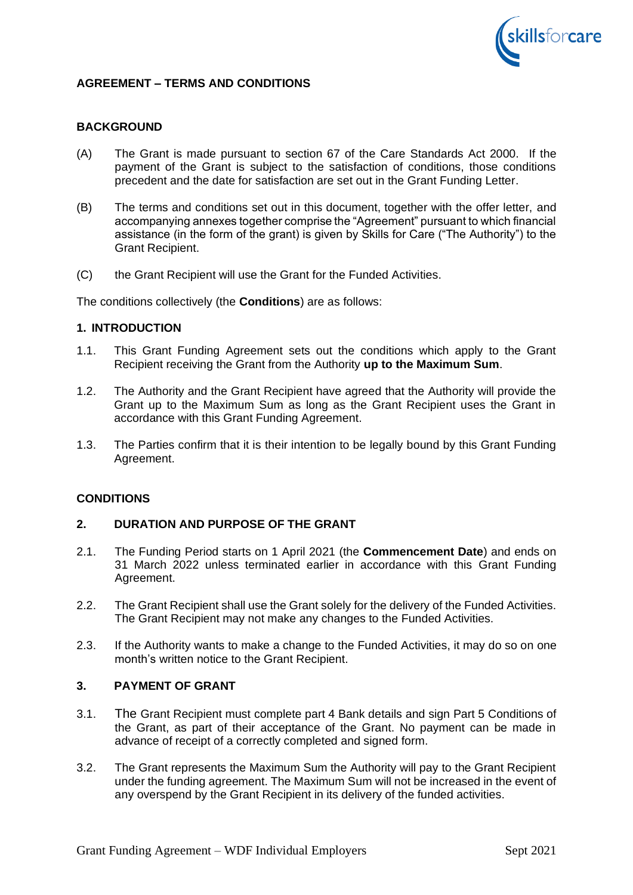## AGREEMENT – TERMS AND CONDITIONS

### BACKGROUND

(A) The Grant is made pursuant to section 67 of the Care Standards Act 2000. If the payment of the Grant is subject to the satisfaction of conditions, those conditions precedent and the date for satisfaction are set out in the Grant Funding Letter.

(B) The terms and conditions set out in this document, together with the offer letter, and accompanying annexes together comprise the "Agreement" pursuant to which financial assistance (in the form of the grant) is given by Skills for Care ("The Authority") to the Grant Recipient.

(C) the Grant Recipient will use the Grant for the Funded Activities.

The conditions collectively (the **Conditions**) are as follows:

### 1. INTRODUCTION

1.1. This Grant Funding Agreement sets out the conditions which apply to the Grant Recipient receiving the Grant from the Authority **up to the Maximum Sum**.

1.2. The Authority and the Grant Recipient have agreed that the Authority will provide the Grant up to the Maximum Sum as long as the Grant Recipient uses the Grant in accordance with this Grant Funding Agreement.

1.3. The Parties confirm that it is their intention to be legally bound by this Grant Funding Agreement.

### CONDITIONS

### 2. DURATION AND PURPOSE OF THE GRANT

2.1. The Funding Period starts on 1 April 2021 (the **Commencement Date**) and ends on 31 March 2022 unless terminated earlier in accordance with this Grant Funding Agreement.

2.2. The Grant Recipient shall use the Grant solely for the delivery of the Funded Activities. The Grant Recipient may not make any changes to the Funded Activities.

2.3. If the Authority wants to make a change to the Funded Activities, it may do so on one month's written notice to the Grant Recipient.

### 3. PAYMENT OF GRANT

3.1. The Grant Recipient must complete part 4 Bank details and sign Part 5 Conditions of the Grant, as part of their acceptance of the Grant. No payment can be made in advance of receipt of a correctly completed and signed form.

3.2. The Grant represents the Maximum Sum the Authority will pay to the Grant Recipient under the funding agreement. The Maximum Sum will not be increased in the event of any overspend by the Grant Recipient in its delivery of the funded activities.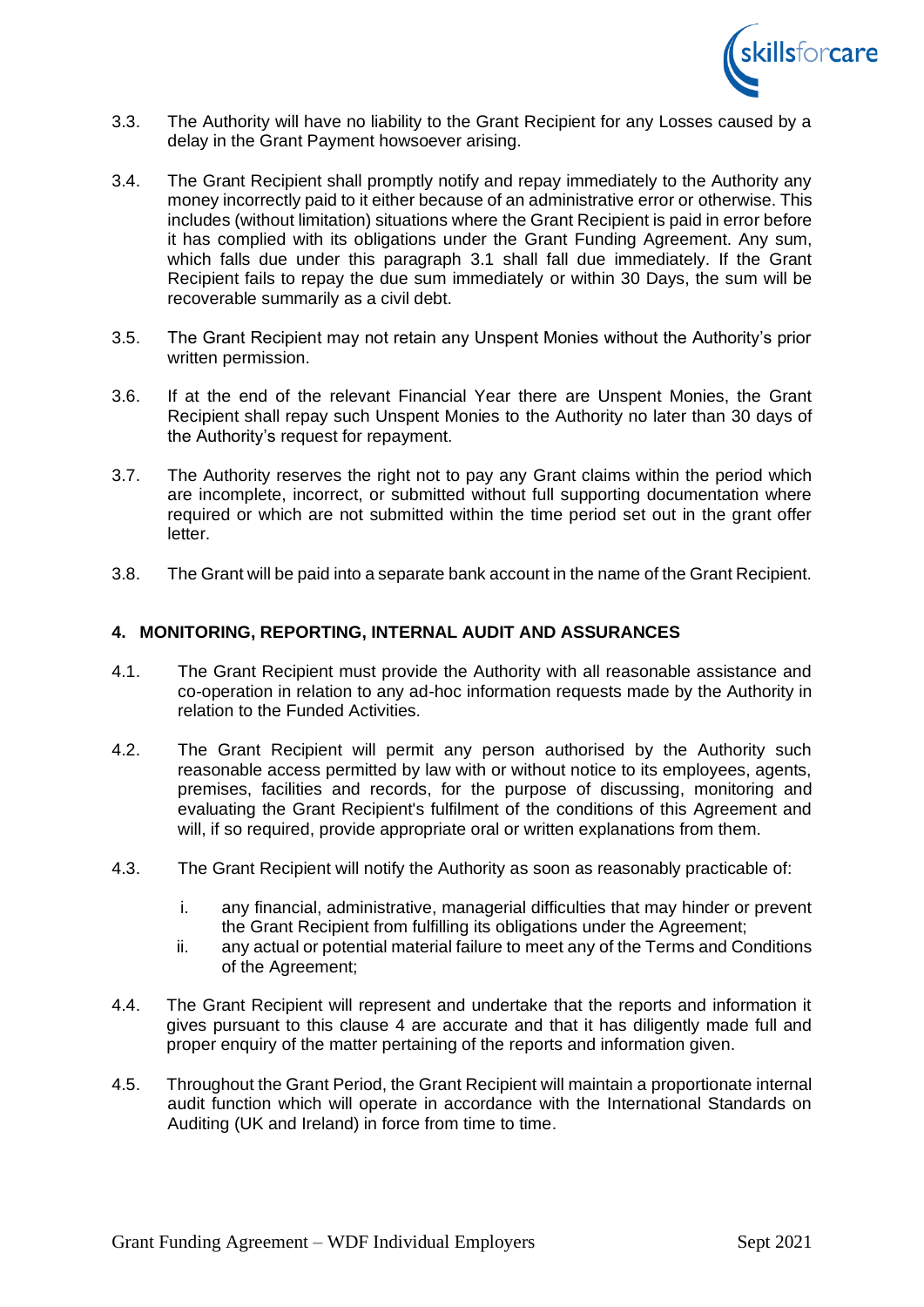3.3. The Authority will have no liability to the Grant Recipient for any Losses caused by a delay in the Grant Payment howsoever arising.

3.4. The Grant Recipient shall promptly notify and repay immediately to the Authority any money incorrectly paid to it either because of an administrative error or otherwise. This includes (without limitation) situations where the Grant Recipient is paid in error before it has complied with its obligations under the Grant Funding Agreement. Any sum, which falls due under this paragraph 3.1 shall fall due immediately. If the Grant Recipient fails to repay the due sum immediately or within 30 Days, the sum will be recoverable summarily as a civil debt.

3.5. The Grant Recipient may not retain any Unspent Monies without the Authority's prior written permission.

3.6. If at the end of the relevant Financial Year there are Unspent Monies, the Grant Recipient shall repay such Unspent Monies to the Authority no later than 30 days of the Authority's request for repayment.

3.7. The Authority reserves the right not to pay any Grant claims within the period which are incomplete, incorrect, or submitted without full supporting documentation where required or which are not submitted within the time period set out in the grant offer letter.

3.8. The Grant will be paid into a separate bank account in the name of the Grant Recipient.

## 4. MONITORING, REPORTING, INTERNAL AUDIT AND ASSURANCES

4.1. The Grant Recipient must provide the Authority with all reasonable assistance and co-operation in relation to any ad-hoc information requests made by the Authority in relation to the Funded Activities.

4.2. The Grant Recipient will permit any person authorised by the Authority such reasonable access permitted by law with or without notice to its employees, agents, premises, facilities and records, for the purpose of discussing, monitoring and evaluating the Grant Recipient's fulfilment of the conditions of this Agreement and will, if so required, provide appropriate oral or written explanations from them.

4.3. The Grant Recipient will notify the Authority as soon as reasonably practicable of:

i. any financial, administrative, managerial difficulties that may hinder or prevent the Grant Recipient from fulfilling its obligations under the Agreement;
ii. any actual or potential material failure to meet any of the Terms and Conditions of the Agreement;

4.4. The Grant Recipient will represent and undertake that the reports and information it gives pursuant to this clause 4 are accurate and that it has diligently made full and proper enquiry of the matter pertaining of the reports and information given.

4.5. Throughout the Grant Period, the Grant Recipient will maintain a proportionate internal audit function which will operate in accordance with the International Standards on Auditing (UK and Ireland) in force from time to time.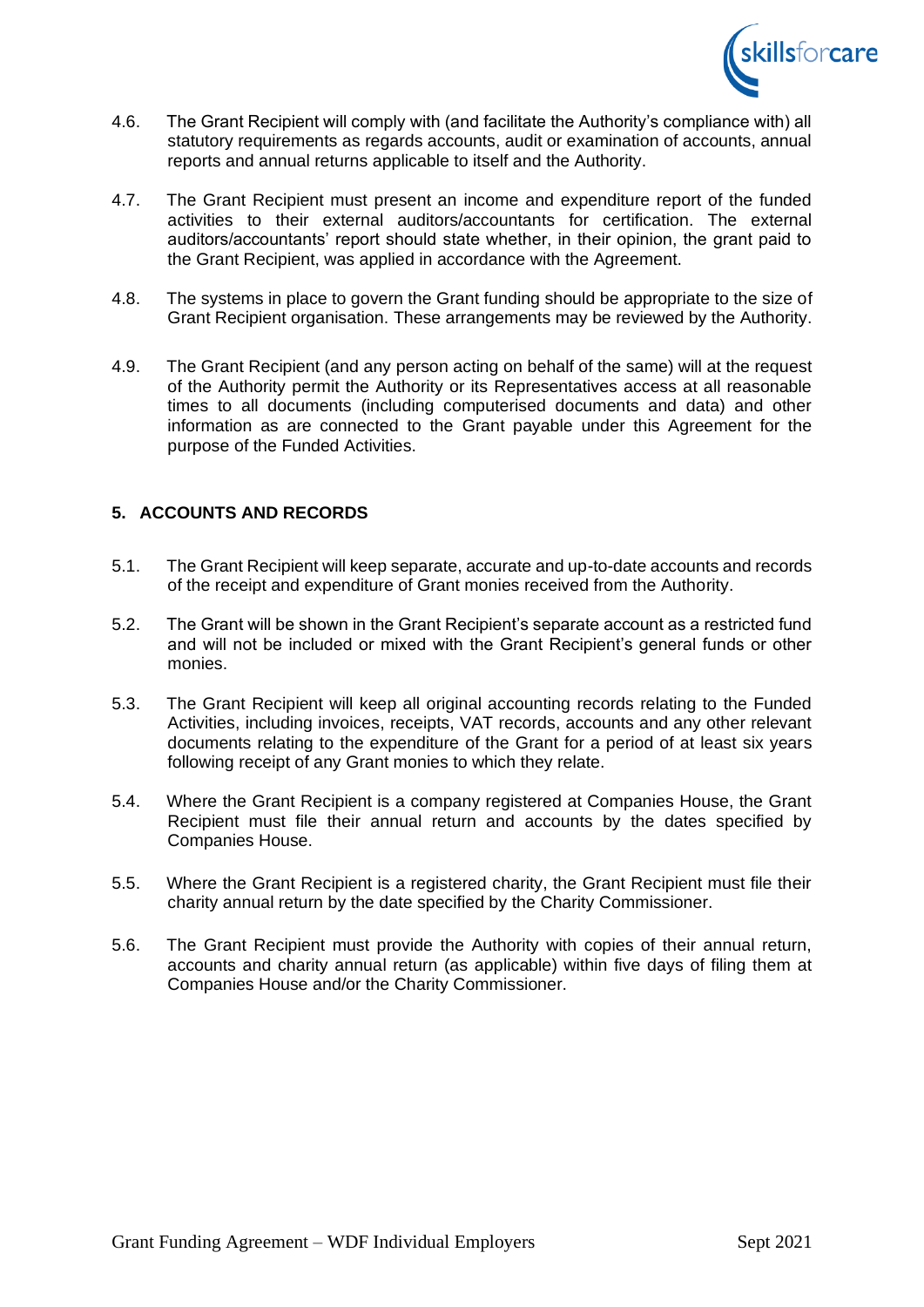4.6. The Grant Recipient will comply with (and facilitate the Authority's compliance with) all statutory requirements as regards accounts, audit or examination of accounts, annual reports and annual returns applicable to itself and the Authority.

4.7. The Grant Recipient must present an income and expenditure report of the funded activities to their external auditors/accountants for certification. The external auditors/accountants' report should state whether, in their opinion, the grant paid to the Grant Recipient, was applied in accordance with the Agreement.

4.8. The systems in place to govern the Grant funding should be appropriate to the size of Grant Recipient organisation. These arrangements may be reviewed by the Authority.

4.9. The Grant Recipient (and any person acting on behalf of the same) will at the request of the Authority permit the Authority or its Representatives access at all reasonable times to all documents (including computerised documents and data) and other information as are connected to the Grant payable under this Agreement for the purpose of the Funded Activities.

## 5. ACCOUNTS AND RECORDS

5.1. The Grant Recipient will keep separate, accurate and up-to-date accounts and records of the receipt and expenditure of Grant monies received from the Authority.

5.2. The Grant will be shown in the Grant Recipient's separate account as a restricted fund and will not be included or mixed with the Grant Recipient's general funds or other monies.

5.3. The Grant Recipient will keep all original accounting records relating to the Funded Activities, including invoices, receipts, VAT records, accounts and any other relevant documents relating to the expenditure of the Grant for a period of at least six years following receipt of any Grant monies to which they relate.

5.4. Where the Grant Recipient is a company registered at Companies House, the Grant Recipient must file their annual return and accounts by the dates specified by Companies House.

5.5. Where the Grant Recipient is a registered charity, the Grant Recipient must file their charity annual return by the date specified by the Charity Commissioner.

5.6. The Grant Recipient must provide the Authority with copies of their annual return, accounts and charity annual return (as applicable) within five days of filing them at Companies House and/or the Charity Commissioner.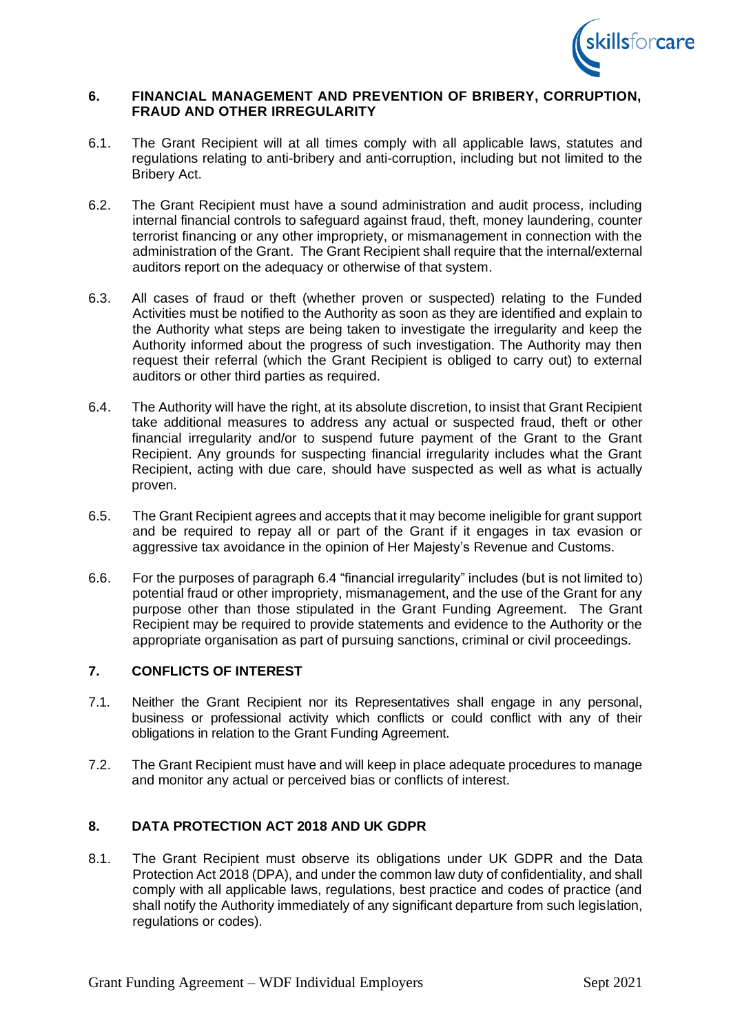## 6. FINANCIAL MANAGEMENT AND PREVENTION OF BRIBERY, CORRUPTION, FRAUD AND OTHER IRREGULARITY

6.1. The Grant Recipient will at all times comply with all applicable laws, statutes and regulations relating to anti-bribery and anti-corruption, including but not limited to the Bribery Act.

6.2. The Grant Recipient must have a sound administration and audit process, including internal financial controls to safeguard against fraud, theft, money laundering, counter terrorist financing or any other impropriety, or mismanagement in connection with the administration of the Grant. The Grant Recipient shall require that the internal/external auditors report on the adequacy or otherwise of that system.

6.3. All cases of fraud or theft (whether proven or suspected) relating to the Funded Activities must be notified to the Authority as soon as they are identified and explain to the Authority what steps are being taken to investigate the irregularity and keep the Authority informed about the progress of such investigation. The Authority may then request their referral (which the Grant Recipient is obliged to carry out) to external auditors or other third parties as required.

6.4. The Authority will have the right, at its absolute discretion, to insist that Grant Recipient take additional measures to address any actual or suspected fraud, theft or other financial irregularity and/or to suspend future payment of the Grant to the Grant Recipient. Any grounds for suspecting financial irregularity includes what the Grant Recipient, acting with due care, should have suspected as well as what is actually proven.

6.5. The Grant Recipient agrees and accepts that it may become ineligible for grant support and be required to repay all or part of the Grant if it engages in tax evasion or aggressive tax avoidance in the opinion of Her Majesty's Revenue and Customs.

6.6. For the purposes of paragraph 6.4 "financial irregularity" includes (but is not limited to) potential fraud or other impropriety, mismanagement, and the use of the Grant for any purpose other than those stipulated in the Grant Funding Agreement. The Grant Recipient may be required to provide statements and evidence to the Authority or the appropriate organisation as part of pursuing sanctions, criminal or civil proceedings.

## 7. CONFLICTS OF INTEREST

7.1. Neither the Grant Recipient nor its Representatives shall engage in any personal, business or professional activity which conflicts or could conflict with any of their obligations in relation to the Grant Funding Agreement.

7.2. The Grant Recipient must have and will keep in place adequate procedures to manage and monitor any actual or perceived bias or conflicts of interest.

## 8. DATA PROTECTION ACT 2018 AND UK GDPR

8.1. The Grant Recipient must observe its obligations under UK GDPR and the Data Protection Act 2018 (DPA), and under the common law duty of confidentiality, and shall comply with all applicable laws, regulations, best practice and codes of practice (and shall notify the Authority immediately of any significant departure from such legislation, regulations or codes).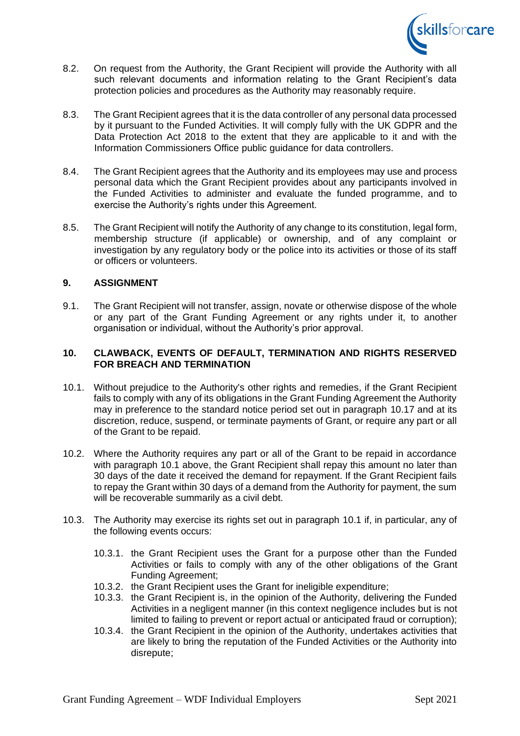8.2. On request from the Authority, the Grant Recipient will provide the Authority with all such relevant documents and information relating to the Grant Recipient's data protection policies and procedures as the Authority may reasonably require.

8.3. The Grant Recipient agrees that it is the data controller of any personal data processed by it pursuant to the Funded Activities. It will comply fully with the UK GDPR and the Data Protection Act 2018 to the extent that they are applicable to it and with the Information Commissioners Office public guidance for data controllers.

8.4. The Grant Recipient agrees that the Authority and its employees may use and process personal data which the Grant Recipient provides about any participants involved in the Funded Activities to administer and evaluate the funded programme, and to exercise the Authority's rights under this Agreement.

8.5. The Grant Recipient will notify the Authority of any change to its constitution, legal form, membership structure (if applicable) or ownership, and of any complaint or investigation by any regulatory body or the police into its activities or those of its staff or officers or volunteers.

## 9. ASSIGNMENT

9.1. The Grant Recipient will not transfer, assign, novate or otherwise dispose of the whole or any part of the Grant Funding Agreement or any rights under it, to another organisation or individual, without the Authority's prior approval.

## 10. CLAWBACK, EVENTS OF DEFAULT, TERMINATION AND RIGHTS RESERVED FOR BREACH AND TERMINATION

10.1. Without prejudice to the Authority's other rights and remedies, if the Grant Recipient fails to comply with any of its obligations in the Grant Funding Agreement the Authority may in preference to the standard notice period set out in paragraph 10.17 and at its discretion, reduce, suspend, or terminate payments of Grant, or require any part or all of the Grant to be repaid.

10.2. Where the Authority requires any part or all of the Grant to be repaid in accordance with paragraph 10.1 above, the Grant Recipient shall repay this amount no later than 30 days of the date it received the demand for repayment. If the Grant Recipient fails to repay the Grant within 30 days of a demand from the Authority for payment, the sum will be recoverable summarily as a civil debt.

10.3. The Authority may exercise its rights set out in paragraph 10.1 if, in particular, any of the following events occurs:

- 10.3.1. the Grant Recipient uses the Grant for a purpose other than the Funded Activities or fails to comply with any of the other obligations of the Grant Funding Agreement;
- 10.3.2. the Grant Recipient uses the Grant for ineligible expenditure;
- 10.3.3. the Grant Recipient is, in the opinion of the Authority, delivering the Funded Activities in a negligent manner (in this context negligence includes but is not limited to failing to prevent or report actual or anticipated fraud or corruption);
- 10.3.4. the Grant Recipient in the opinion of the Authority, undertakes activities that are likely to bring the reputation of the Funded Activities or the Authority into disrepute;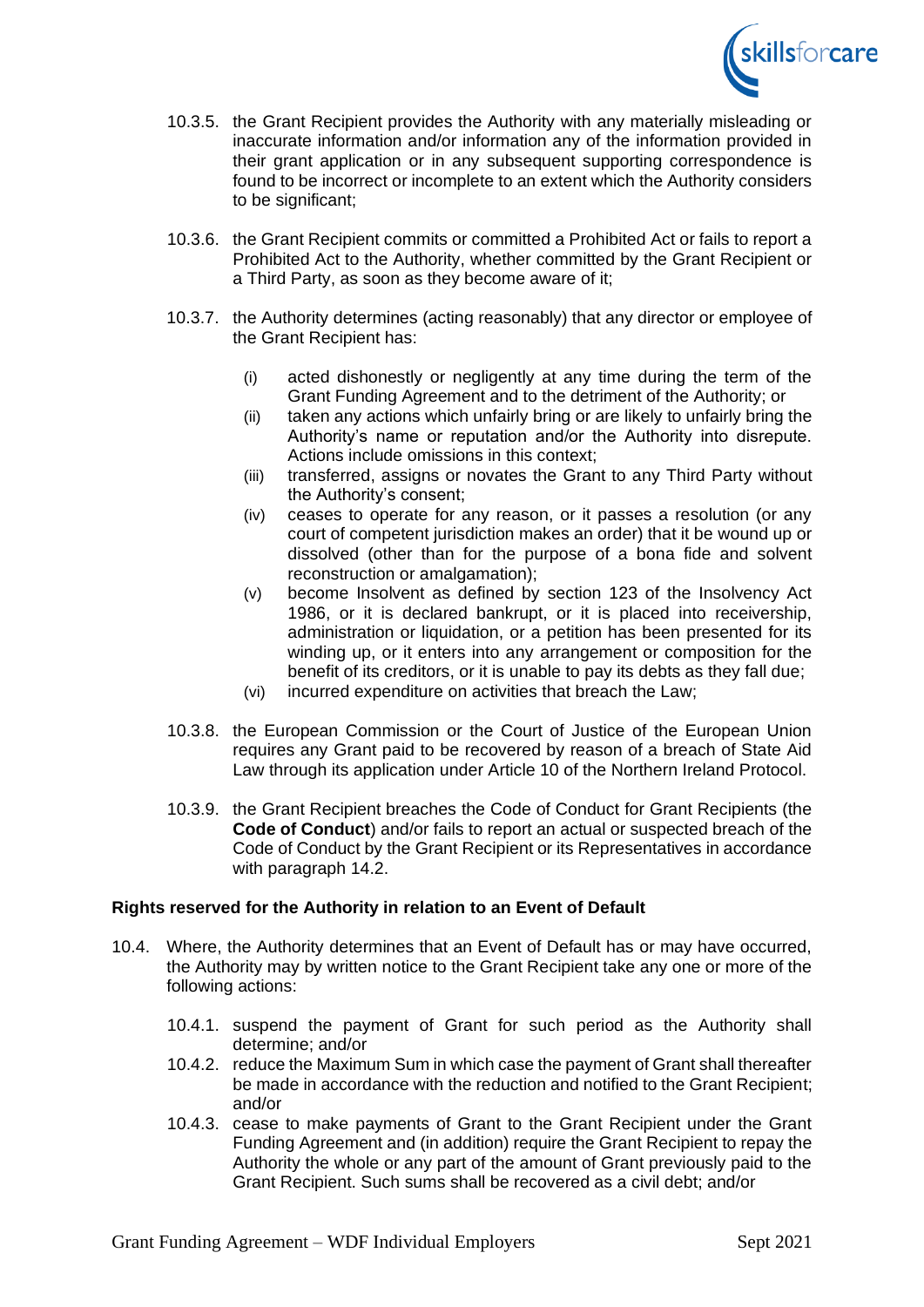10.3.5. the Grant Recipient provides the Authority with any materially misleading or inaccurate information and/or information any of the information provided in their grant application or in any subsequent supporting correspondence is found to be incorrect or incomplete to an extent which the Authority considers to be significant;

10.3.6. the Grant Recipient commits or committed a Prohibited Act or fails to report a Prohibited Act to the Authority, whether committed by the Grant Recipient or a Third Party, as soon as they become aware of it;

10.3.7. the Authority determines (acting reasonably) that any director or employee of the Grant Recipient has:

- (i) acted dishonestly or negligently at any time during the term of the Grant Funding Agreement and to the detriment of the Authority; or
- (ii) taken any actions which unfairly bring or are likely to unfairly bring the Authority's name or reputation and/or the Authority into disrepute. Actions include omissions in this context;
- (iii) transferred, assigns or novates the Grant to any Third Party without the Authority's consent;
- (iv) ceases to operate for any reason, or it passes a resolution (or any court of competent jurisdiction makes an order) that it be wound up or dissolved (other than for the purpose of a bona fide and solvent reconstruction or amalgamation);
- (v) become Insolvent as defined by section 123 of the Insolvency Act 1986, or it is declared bankrupt, or it is placed into receivership, administration or liquidation, or a petition has been presented for its winding up, or it enters into any arrangement or composition for the benefit of its creditors, or it is unable to pay its debts as they fall due;
- (vi) incurred expenditure on activities that breach the Law;

10.3.8. the European Commission or the Court of Justice of the European Union requires any Grant paid to be recovered by reason of a breach of State Aid Law through its application under Article 10 of the Northern Ireland Protocol.

10.3.9. the Grant Recipient breaches the Code of Conduct for Grant Recipients (the **Code of Conduct**) and/or fails to report an actual or suspected breach of the Code of Conduct by the Grant Recipient or its Representatives in accordance with paragraph 14.2.

**Rights reserved for the Authority in relation to an Event of Default**

10.4. Where, the Authority determines that an Event of Default has or may have occurred, the Authority may by written notice to the Grant Recipient take any one or more of the following actions:

10.4.1. suspend the payment of Grant for such period as the Authority shall determine; and/or

10.4.2. reduce the Maximum Sum in which case the payment of Grant shall thereafter be made in accordance with the reduction and notified to the Grant Recipient; and/or

10.4.3. cease to make payments of Grant to the Grant Recipient under the Grant Funding Agreement and (in addition) require the Grant Recipient to repay the Authority the whole or any part of the amount of Grant previously paid to the Grant Recipient. Such sums shall be recovered as a civil debt; and/or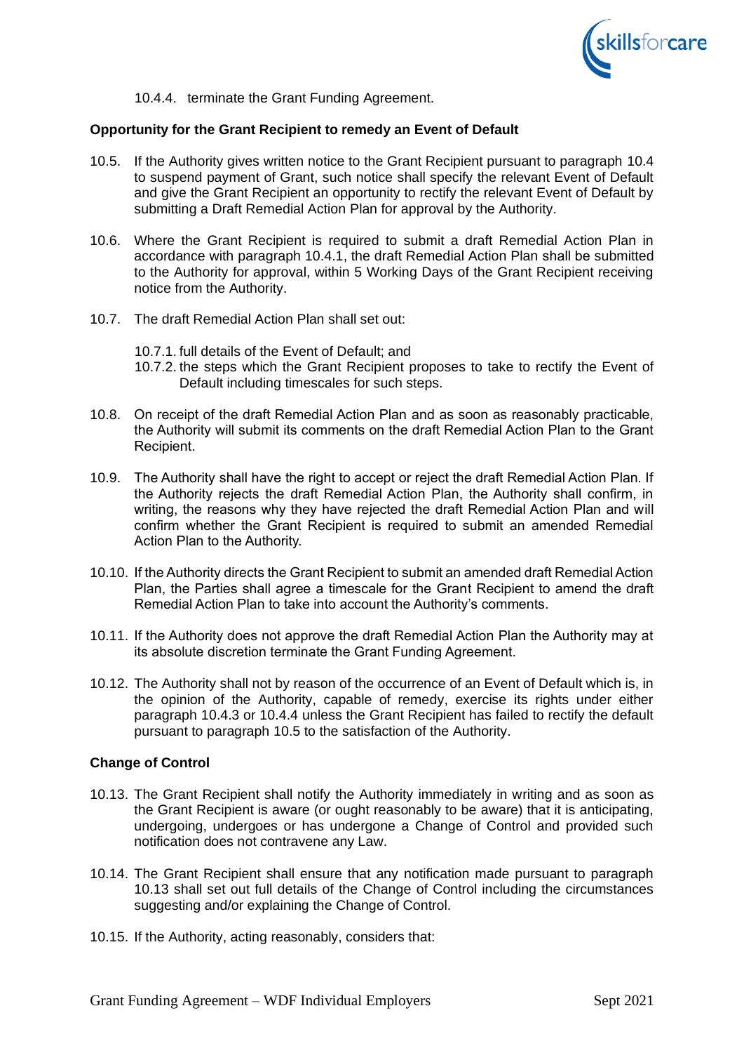10.4.4. terminate the Grant Funding Agreement.

**Opportunity for the Grant Recipient to remedy an Event of Default**

10.5. If the Authority gives written notice to the Grant Recipient pursuant to paragraph 10.4 to suspend payment of Grant, such notice shall specify the relevant Event of Default and give the Grant Recipient an opportunity to rectify the relevant Event of Default by submitting a Draft Remedial Action Plan for approval by the Authority.

10.6. Where the Grant Recipient is required to submit a draft Remedial Action Plan in accordance with paragraph 10.4.1, the draft Remedial Action Plan shall be submitted to the Authority for approval, within 5 Working Days of the Grant Recipient receiving notice from the Authority.

10.7. The draft Remedial Action Plan shall set out:

10.7.1. full details of the Event of Default; and

10.7.2. the steps which the Grant Recipient proposes to take to rectify the Event of Default including timescales for such steps.

10.8. On receipt of the draft Remedial Action Plan and as soon as reasonably practicable, the Authority will submit its comments on the draft Remedial Action Plan to the Grant Recipient.

10.9. The Authority shall have the right to accept or reject the draft Remedial Action Plan. If the Authority rejects the draft Remedial Action Plan, the Authority shall confirm, in writing, the reasons why they have rejected the draft Remedial Action Plan and will confirm whether the Grant Recipient is required to submit an amended Remedial Action Plan to the Authority.

10.10. If the Authority directs the Grant Recipient to submit an amended draft Remedial Action Plan, the Parties shall agree a timescale for the Grant Recipient to amend the draft Remedial Action Plan to take into account the Authority's comments.

10.11. If the Authority does not approve the draft Remedial Action Plan the Authority may at its absolute discretion terminate the Grant Funding Agreement.

10.12. The Authority shall not by reason of the occurrence of an Event of Default which is, in the opinion of the Authority, capable of remedy, exercise its rights under either paragraph 10.4.3 or 10.4.4 unless the Grant Recipient has failed to rectify the default pursuant to paragraph 10.5 to the satisfaction of the Authority.

**Change of Control**

10.13. The Grant Recipient shall notify the Authority immediately in writing and as soon as the Grant Recipient is aware (or ought reasonably to be aware) that it is anticipating, undergoing, undergoes or has undergone a Change of Control and provided such notification does not contravene any Law.

10.14. The Grant Recipient shall ensure that any notification made pursuant to paragraph 10.13 shall set out full details of the Change of Control including the circumstances suggesting and/or explaining the Change of Control.

10.15. If the Authority, acting reasonably, considers that: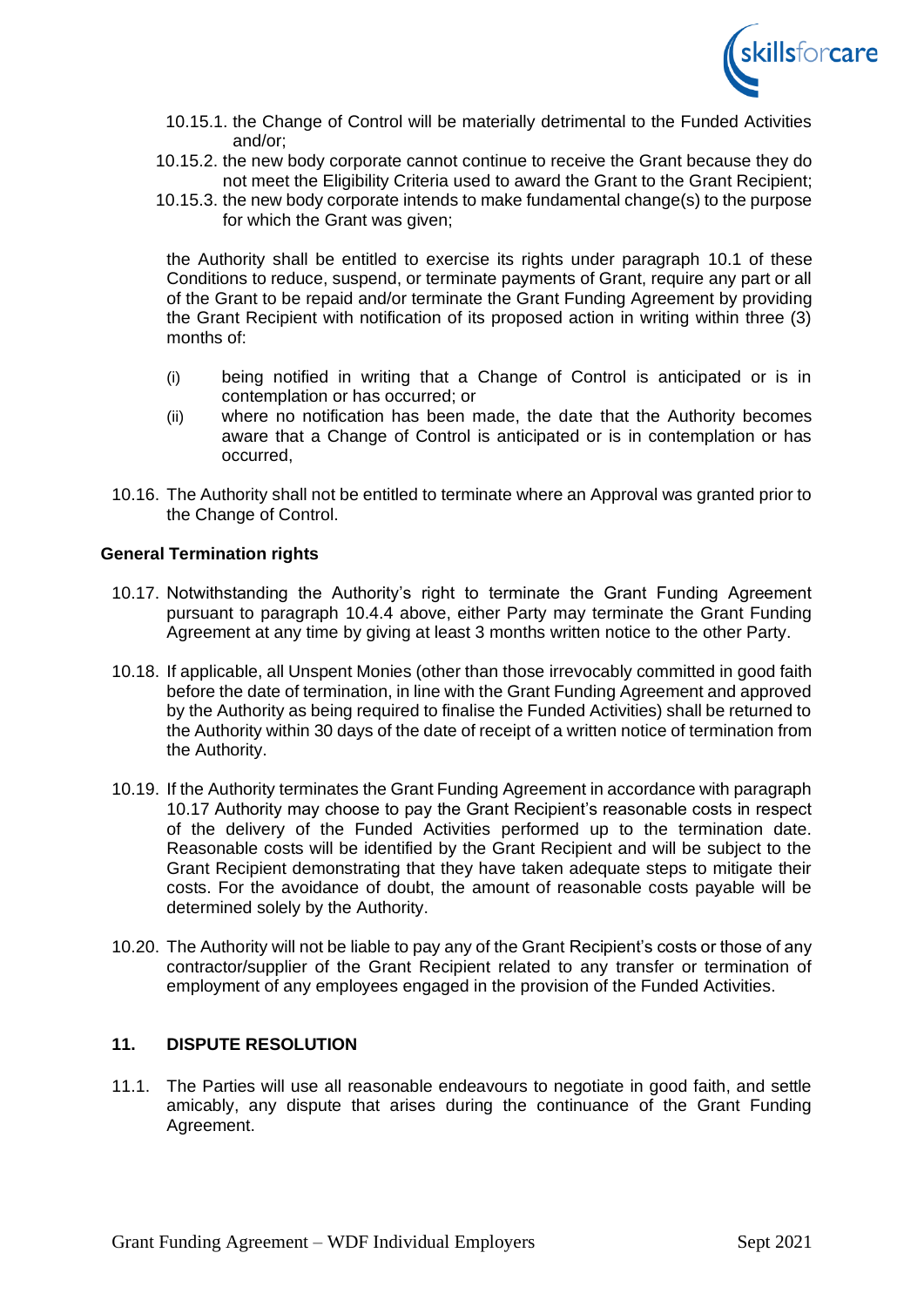10.15.1. the Change of Control will be materially detrimental to the Funded Activities and/or;

10.15.2. the new body corporate cannot continue to receive the Grant because they do not meet the Eligibility Criteria used to award the Grant to the Grant Recipient;

10.15.3. the new body corporate intends to make fundamental change(s) to the purpose for which the Grant was given;

the Authority shall be entitled to exercise its rights under paragraph 10.1 of these Conditions to reduce, suspend, or terminate payments of Grant, require any part or all of the Grant to be repaid and/or terminate the Grant Funding Agreement by providing the Grant Recipient with notification of its proposed action in writing within three (3) months of:

(i) being notified in writing that a Change of Control is anticipated or is in contemplation or has occurred; or

(ii) where no notification has been made, the date that the Authority becomes aware that a Change of Control is anticipated or is in contemplation or has occurred,

10.16. The Authority shall not be entitled to terminate where an Approval was granted prior to the Change of Control.

**General Termination rights**

10.17. Notwithstanding the Authority's right to terminate the Grant Funding Agreement pursuant to paragraph 10.4.4 above, either Party may terminate the Grant Funding Agreement at any time by giving at least 3 months written notice to the other Party.

10.18. If applicable, all Unspent Monies (other than those irrevocably committed in good faith before the date of termination, in line with the Grant Funding Agreement and approved by the Authority as being required to finalise the Funded Activities) shall be returned to the Authority within 30 days of the date of receipt of a written notice of termination from the Authority.

10.19. If the Authority terminates the Grant Funding Agreement in accordance with paragraph 10.17 Authority may choose to pay the Grant Recipient's reasonable costs in respect of the delivery of the Funded Activities performed up to the termination date. Reasonable costs will be identified by the Grant Recipient and will be subject to the Grant Recipient demonstrating that they have taken adequate steps to mitigate their costs. For the avoidance of doubt, the amount of reasonable costs payable will be determined solely by the Authority.

10.20. The Authority will not be liable to pay any of the Grant Recipient's costs or those of any contractor/supplier of the Grant Recipient related to any transfer or termination of employment of any employees engaged in the provision of the Funded Activities.

## 11. DISPUTE RESOLUTION

11.1. The Parties will use all reasonable endeavours to negotiate in good faith, and settle amicably, any dispute that arises during the continuance of the Grant Funding Agreement.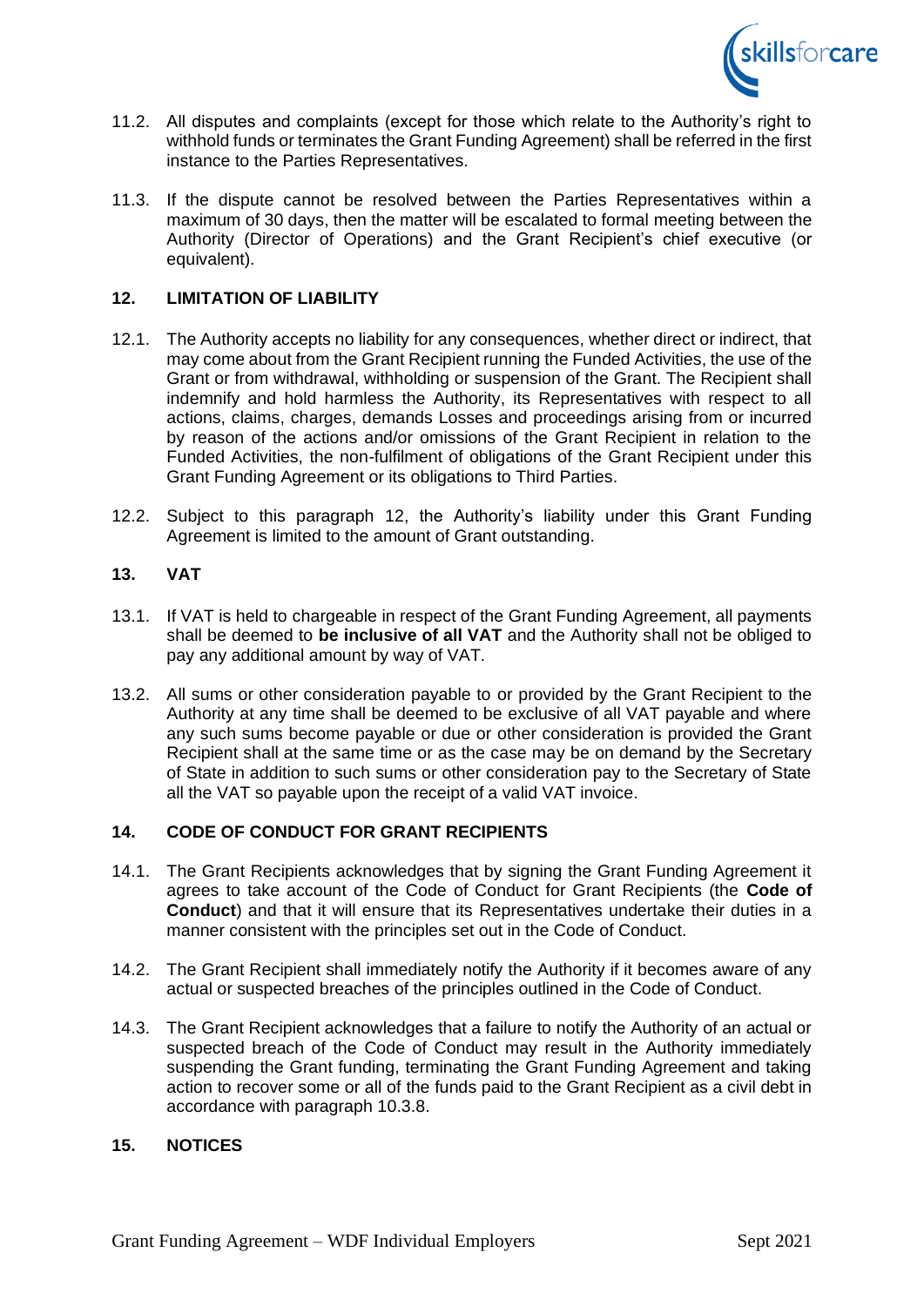11.2. All disputes and complaints (except for those which relate to the Authority's right to withhold funds or terminates the Grant Funding Agreement) shall be referred in the first instance to the Parties Representatives.

11.3. If the dispute cannot be resolved between the Parties Representatives within a maximum of 30 days, then the matter will be escalated to formal meeting between the Authority (Director of Operations) and the Grant Recipient's chief executive (or equivalent).

## 12. LIMITATION OF LIABILITY

12.1. The Authority accepts no liability for any consequences, whether direct or indirect, that may come about from the Grant Recipient running the Funded Activities, the use of the Grant or from withdrawal, withholding or suspension of the Grant. The Recipient shall indemnify and hold harmless the Authority, its Representatives with respect to all actions, claims, charges, demands Losses and proceedings arising from or incurred by reason of the actions and/or omissions of the Grant Recipient in relation to the Funded Activities, the non-fulfilment of obligations of the Grant Recipient under this Grant Funding Agreement or its obligations to Third Parties.

12.2. Subject to this paragraph 12, the Authority's liability under this Grant Funding Agreement is limited to the amount of Grant outstanding.

## 13. VAT

13.1. If VAT is held to chargeable in respect of the Grant Funding Agreement, all payments shall be deemed to **be inclusive of all VAT** and the Authority shall not be obliged to pay any additional amount by way of VAT.

13.2. All sums or other consideration payable to or provided by the Grant Recipient to the Authority at any time shall be deemed to be exclusive of all VAT payable and where any such sums become payable or due or other consideration is provided the Grant Recipient shall at the same time or as the case may be on demand by the Secretary of State in addition to such sums or other consideration pay to the Secretary of State all the VAT so payable upon the receipt of a valid VAT invoice.

## 14. CODE OF CONDUCT FOR GRANT RECIPIENTS

14.1. The Grant Recipients acknowledges that by signing the Grant Funding Agreement it agrees to take account of the Code of Conduct for Grant Recipients (the **Code of Conduct**) and that it will ensure that its Representatives undertake their duties in a manner consistent with the principles set out in the Code of Conduct.

14.2. The Grant Recipient shall immediately notify the Authority if it becomes aware of any actual or suspected breaches of the principles outlined in the Code of Conduct.

14.3. The Grant Recipient acknowledges that a failure to notify the Authority of an actual or suspected breach of the Code of Conduct may result in the Authority immediately suspending the Grant funding, terminating the Grant Funding Agreement and taking action to recover some or all of the funds paid to the Grant Recipient as a civil debt in accordance with paragraph 10.3.8.

## 15. NOTICES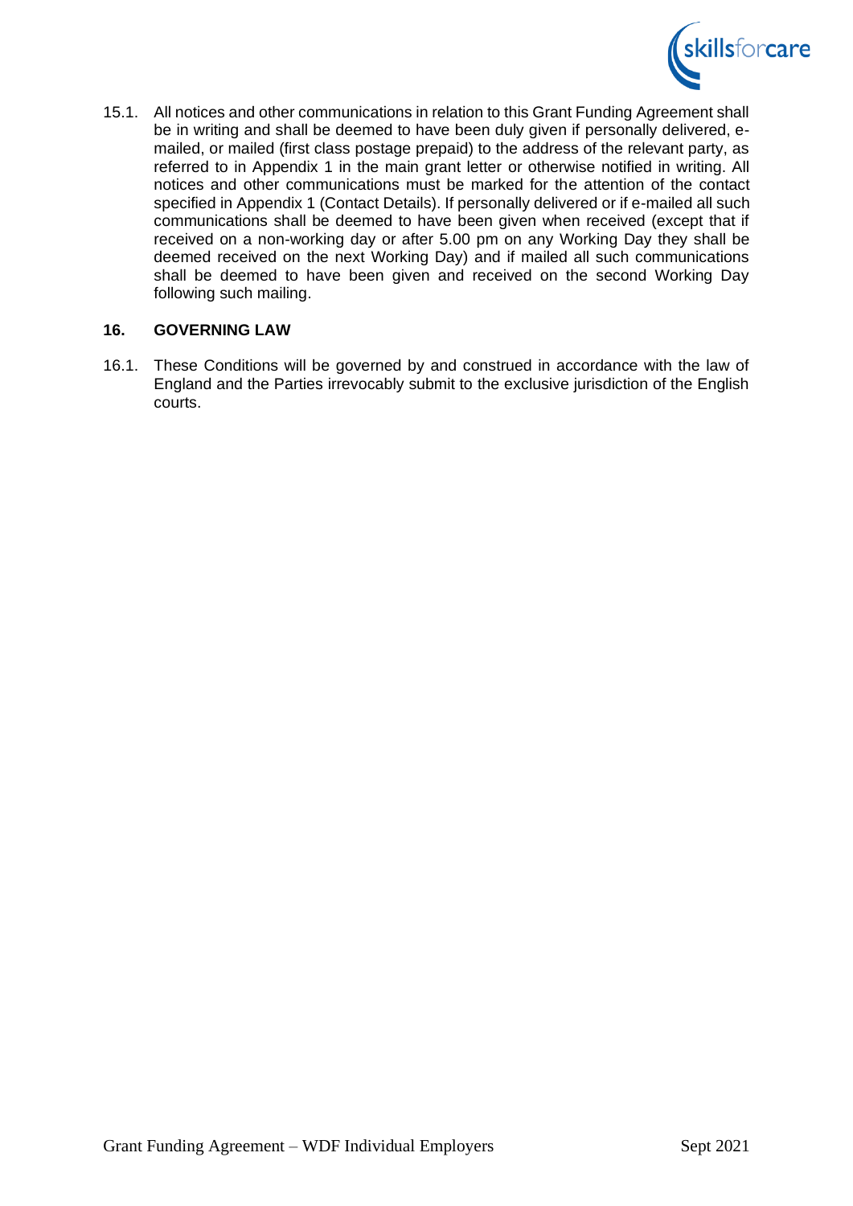15.1. All notices and other communications in relation to this Grant Funding Agreement shall be in writing and shall be deemed to have been duly given if personally delivered, e-mailed, or mailed (first class postage prepaid) to the address of the relevant party, as referred to in Appendix 1 in the main grant letter or otherwise notified in writing. All notices and other communications must be marked for the attention of the contact specified in Appendix 1 (Contact Details). If personally delivered or if e-mailed all such communications shall be deemed to have been given when received (except that if received on a non-working day or after 5.00 pm on any Working Day they shall be deemed received on the next Working Day) and if mailed all such communications shall be deemed to have been given and received on the second Working Day following such mailing.

## 16. GOVERNING LAW

16.1. These Conditions will be governed by and construed in accordance with the law of England and the Parties irrevocably submit to the exclusive jurisdiction of the English courts.